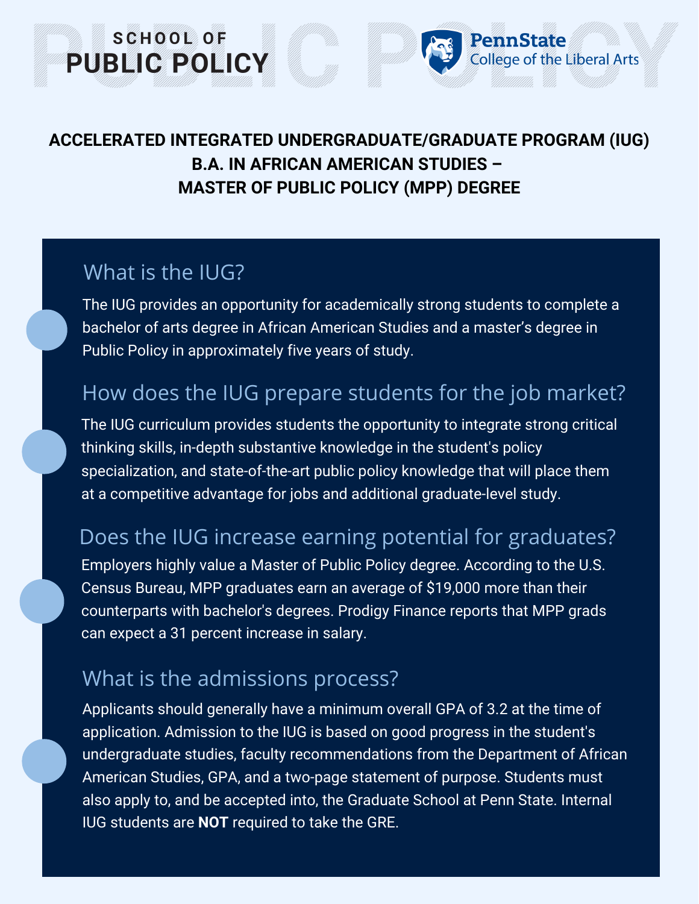SCHOOL OF
PUBLIC POLICY

PennState
College of the Liberal Arts

# ACCELERATED INTEGRATED UNDERGRADUATE/GRADUATE PROGRAM (IUG)
# B.A. IN AFRICAN AMERICAN STUDIES –
# MASTER OF PUBLIC POLICY (MPP) DEGREE

## What is the IUG?

The IUG provides an opportunity for academically strong students to complete a bachelor of arts degree in African American Studies and a master's degree in Public Policy in approximately five years of study.

## How does the IUG prepare students for the job market?

The IUG curriculum provides students the opportunity to integrate strong critical thinking skills, in-depth substantive knowledge in the student's policy specialization, and state-of-the-art public policy knowledge that will place them at a competitive advantage for jobs and additional graduate-level study.

## Does the IUG increase earning potential for graduates?

Employers highly value a Master of Public Policy degree. According to the U.S. Census Bureau, MPP graduates earn an average of $19,000 more than their counterparts with bachelor's degrees. Prodigy Finance reports that MPP grads can expect a 31 percent increase in salary.

## What is the admissions process?

Applicants should generally have a minimum overall GPA of 3.2 at the time of application. Admission to the IUG is based on good progress in the student's undergraduate studies, faculty recommendations from the Department of African American Studies, GPA, and a two-page statement of purpose. Students must also apply to, and be accepted into, the Graduate School at Penn State. Internal IUG students are **NOT** required to take the GRE.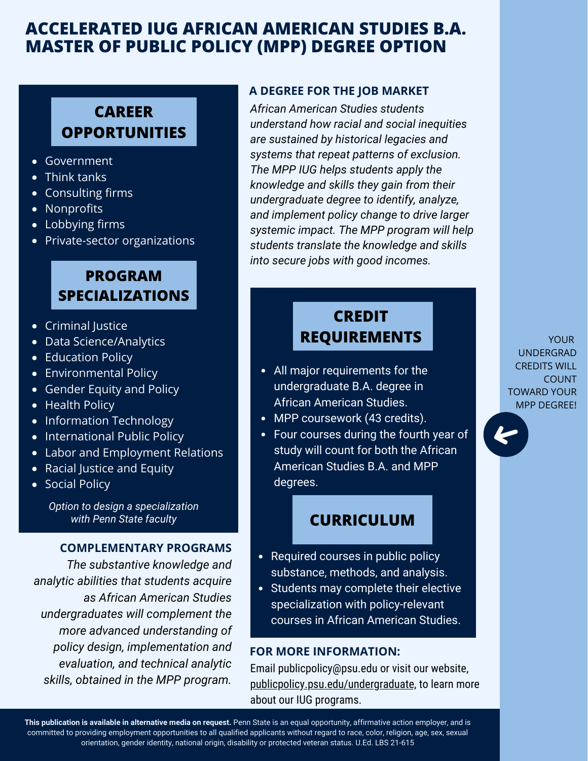# ACCELERATED IUG AFRICAN AMERICAN STUDIES B.A. MASTER OF PUBLIC POLICY (MPP) DEGREE OPTION

## CAREER OPPORTUNITIES

- Government
- Think tanks
- Consulting firms
- Nonprofits
- Lobbying firms
- Private-sector organizations

## PROGRAM SPECIALIZATIONS

- Criminal Justice
- Data Science/Analytics
- Education Policy
- Environmental Policy
- Gender Equity and Policy
- Health Policy
- Information Technology
- International Public Policy
- Labor and Employment Relations
- Racial Justice and Equity
- Social Policy

*Option to design a specialization with Penn State faculty*

### COMPLEMENTARY PROGRAMS

*The substantive knowledge and analytic abilities that students acquire as African American Studies undergraduates will complement the more advanced understanding of policy design, implementation and evaluation, and technical analytic skills, obtained in the MPP program.*

### A DEGREE FOR THE JOB MARKET

*African American Studies students understand how racial and social inequities are sustained by historical legacies and systems that repeat patterns of exclusion. The MPP IUG helps students apply the knowledge and skills they gain from their undergraduate degree to identify, analyze, and implement policy change to drive larger systemic impact. The MPP program will help students translate the knowledge and skills into secure jobs with good incomes.*

## CREDIT REQUIREMENTS

- All major requirements for the undergraduate B.A. degree in African American Studies.
- MPP coursework (43 credits).
- Four courses during the fourth year of study will count for both the African American Studies B.A. and MPP degrees.

YOUR UNDERGRAD CREDITS WILL COUNT TOWARD YOUR MPP DEGREE!

## CURRICULUM

- Required courses in public policy substance, methods, and analysis.
- Students may complete their elective specialization with policy-relevant courses in African American Studies.

### FOR MORE INFORMATION:

Email publicpolicy@psu.edu or visit our website, publicpolicy.psu.edu/undergraduate, to learn more about our IUG programs.

**This publication is available in alternative media on request.** Penn State is an equal opportunity, affirmative action employer, and is committed to providing employment opportunities to all qualified applicants without regard to race, color, religion, age, sex, sexual orientation, gender identity, national origin, disability or protected veteran status. U.Ed. LBS 21-615